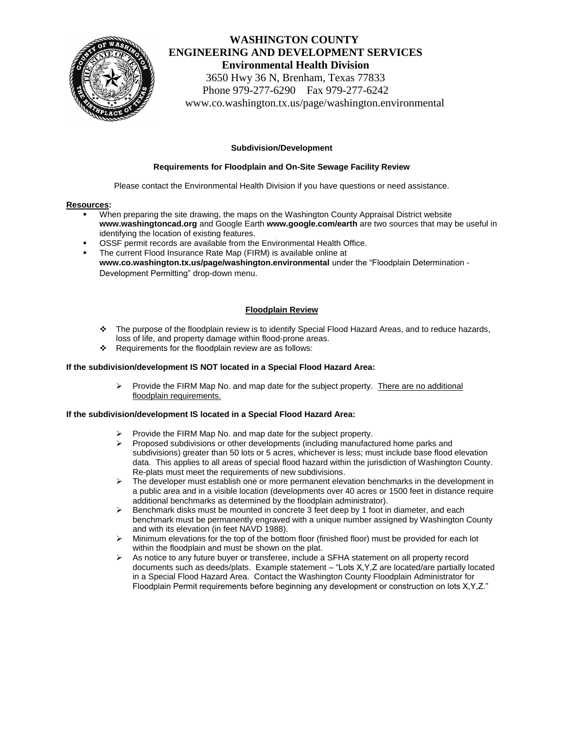# WASHINGTON COUNTY
## ENGINEERING AND DEVELOPMENT SERVICES
### Environmental Health Division

3650 Hwy 36 N, Brenham, Texas 77833
Phone 979-277-6290 Fax 979-277-6242
www.co.washington.tx.us/page/washington.environmental

**Subdivision/Development**

**Requirements for Floodplain and On-Site Sewage Facility Review**

Please contact the Environmental Health Division if you have questions or need assistance.

**Resources:**

- When preparing the site drawing, the maps on the Washington County Appraisal District website **www.washingtoncad.org** and Google Earth **www.google.com/earth** are two sources that may be useful in identifying the location of existing features.
- OSSF permit records are available from the Environmental Health Office.
- The current Flood Insurance Rate Map (FIRM) is available online at **www.co.washington.tx.us/page/washington.environmental** under the "Floodplain Determination - Development Permitting" drop-down menu.

## Floodplain Review

- The purpose of the floodplain review is to identify Special Flood Hazard Areas, and to reduce hazards, loss of life, and property damage within flood-prone areas.
- Requirements for the floodplain review are as follows:

**If the subdivision/development IS NOT located in a Special Flood Hazard Area:**

- Provide the FIRM Map No. and map date for the subject property. There are no additional floodplain requirements.

**If the subdivision/development IS located in a Special Flood Hazard Area:**

- Provide the FIRM Map No. and map date for the subject property.
- Proposed subdivisions or other developments (including manufactured home parks and subdivisions) greater than 50 lots or 5 acres, whichever is less; must include base flood elevation data. This applies to all areas of special flood hazard within the jurisdiction of Washington County. Re-plats must meet the requirements of new subdivisions.
- The developer must establish one or more permanent elevation benchmarks in the development in a public area and in a visible location (developments over 40 acres or 1500 feet in distance require additional benchmarks as determined by the floodplain administrator).
- Benchmark disks must be mounted in concrete 3 feet deep by 1 foot in diameter, and each benchmark must be permanently engraved with a unique number assigned by Washington County and with its elevation (in feet NAVD 1988).
- Minimum elevations for the top of the bottom floor (finished floor) must be provided for each lot within the floodplain and must be shown on the plat.
- As notice to any future buyer or transferee, include a SFHA statement on all property record documents such as deeds/plats. Example statement – "Lots X,Y,Z are located/are partially located in a Special Flood Hazard Area. Contact the Washington County Floodplain Administrator for Floodplain Permit requirements before beginning any development or construction on lots X,Y,Z."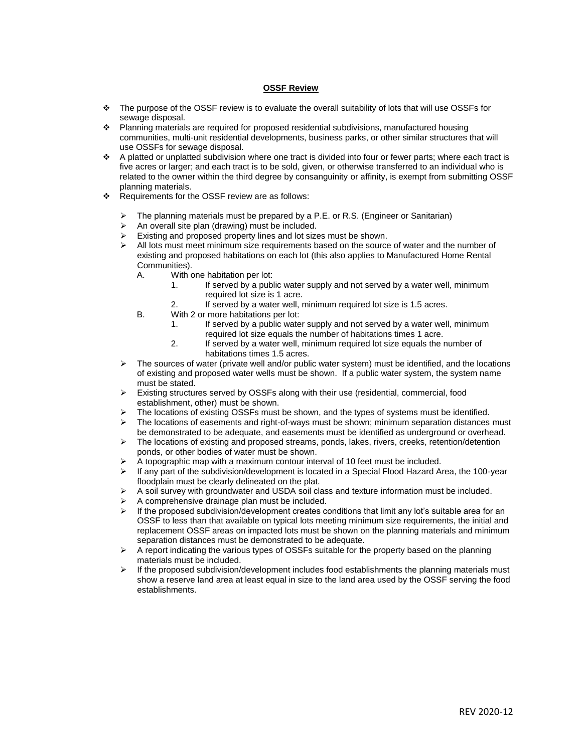## OSSF Review

- The purpose of the OSSF review is to evaluate the overall suitability of lots that will use OSSFs for sewage disposal.
- Planning materials are required for proposed residential subdivisions, manufactured housing communities, multi-unit residential developments, business parks, or other similar structures that will use OSSFs for sewage disposal.
- A platted or unplatted subdivision where one tract is divided into four or fewer parts; where each tract is five acres or larger; and each tract is to be sold, given, or otherwise transferred to an individual who is related to the owner within the third degree by consanguinity or affinity, is exempt from submitting OSSF planning materials.
- Requirements for the OSSF review are as follows:
  - The planning materials must be prepared by a P.E. or R.S. (Engineer or Sanitarian)
  - An overall site plan (drawing) must be included.
  - Existing and proposed property lines and lot sizes must be shown.
  - All lots must meet minimum size requirements based on the source of water and the number of existing and proposed habitations on each lot (this also applies to Manufactured Home Rental Communities).
    - A. With one habitation per lot:
      1. If served by a public water supply and not served by a water well, minimum required lot size is 1 acre.
      2. If served by a water well, minimum required lot size is 1.5 acres.
    - B. With 2 or more habitations per lot:
      1. If served by a public water supply and not served by a water well, minimum required lot size equals the number of habitations times 1 acre.
      2. If served by a water well, minimum required lot size equals the number of habitations times 1.5 acres.
  - The sources of water (private well and/or public water system) must be identified, and the locations of existing and proposed water wells must be shown. If a public water system, the system name must be stated.
  - Existing structures served by OSSFs along with their use (residential, commercial, food establishment, other) must be shown.
  - The locations of existing OSSFs must be shown, and the types of systems must be identified.
  - The locations of easements and right-of-ways must be shown; minimum separation distances must be demonstrated to be adequate, and easements must be identified as underground or overhead.
  - The locations of existing and proposed streams, ponds, lakes, rivers, creeks, retention/detention ponds, or other bodies of water must be shown.
  - A topographic map with a maximum contour interval of 10 feet must be included.
  - If any part of the subdivision/development is located in a Special Flood Hazard Area, the 100-year floodplain must be clearly delineated on the plat.
  - A soil survey with groundwater and USDA soil class and texture information must be included.
  - A comprehensive drainage plan must be included.
  - If the proposed subdivision/development creates conditions that limit any lot's suitable area for an OSSF to less than that available on typical lots meeting minimum size requirements, the initial and replacement OSSF areas on impacted lots must be shown on the planning materials and minimum separation distances must be demonstrated to be adequate.
  - A report indicating the various types of OSSFs suitable for the property based on the planning materials must be included.
  - If the proposed subdivision/development includes food establishments the planning materials must show a reserve land area at least equal in size to the land area used by the OSSF serving the food establishments.

REV 2020-12